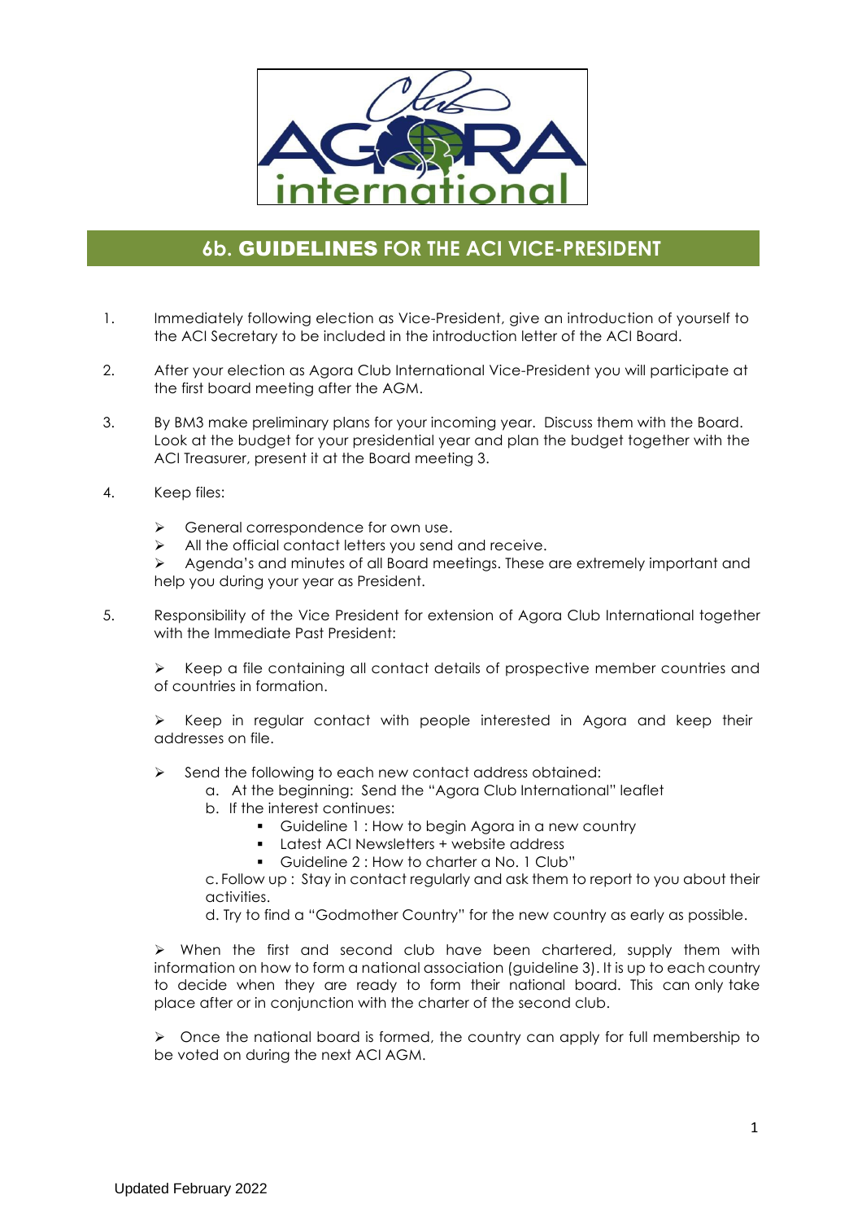# 6b. GUIDELINES FOR THE ACI VICE-PRESIDENT

1. Immediately following election as Vice-President, give an introduction of yourself to the ACI Secretary to be included in the introduction letter of the ACI Board.

2. After your election as Agora Club International Vice-President you will participate at the first board meeting after the AGM.

3. By BM3 make preliminary plans for your incoming year. Discuss them with the Board. Look at the budget for your presidential year and plan the budget together with the ACI Treasurer, present it at the Board meeting 3.

4. Keep files:

   - General correspondence for own use.
   - All the official contact letters you send and receive.
   - Agenda's and minutes of all Board meetings. These are extremely important and help you during your year as President.

5. Responsibility of the Vice President for extension of Agora Club International together with the Immediate Past President:

   - Keep a file containing all contact details of prospective member countries and of countries in formation.

   - Keep in regular contact with people interested in Agora and keep their addresses on file.

   - Send the following to each new contact address obtained:
     a. At the beginning: Send the "Agora Club International" leaflet
     b. If the interest continues:
        - Guideline 1 : How to begin Agora in a new country
        - Latest ACI Newsletters + website address
        - Guideline 2 : How to charter a No. 1 Club"

     c. Follow up : Stay in contact regularly and ask them to report to you about their activities.
     d. Try to find a "Godmother Country" for the new country as early as possible.

   - When the first and second club have been chartered, supply them with information on how to form a national association (guideline 3). It is up to each country to decide when they are ready to form their national board. This can only take place after or in conjunction with the charter of the second club.

   - Once the national board is formed, the country can apply for full membership to be voted on during the next ACI AGM.

Updated February 2022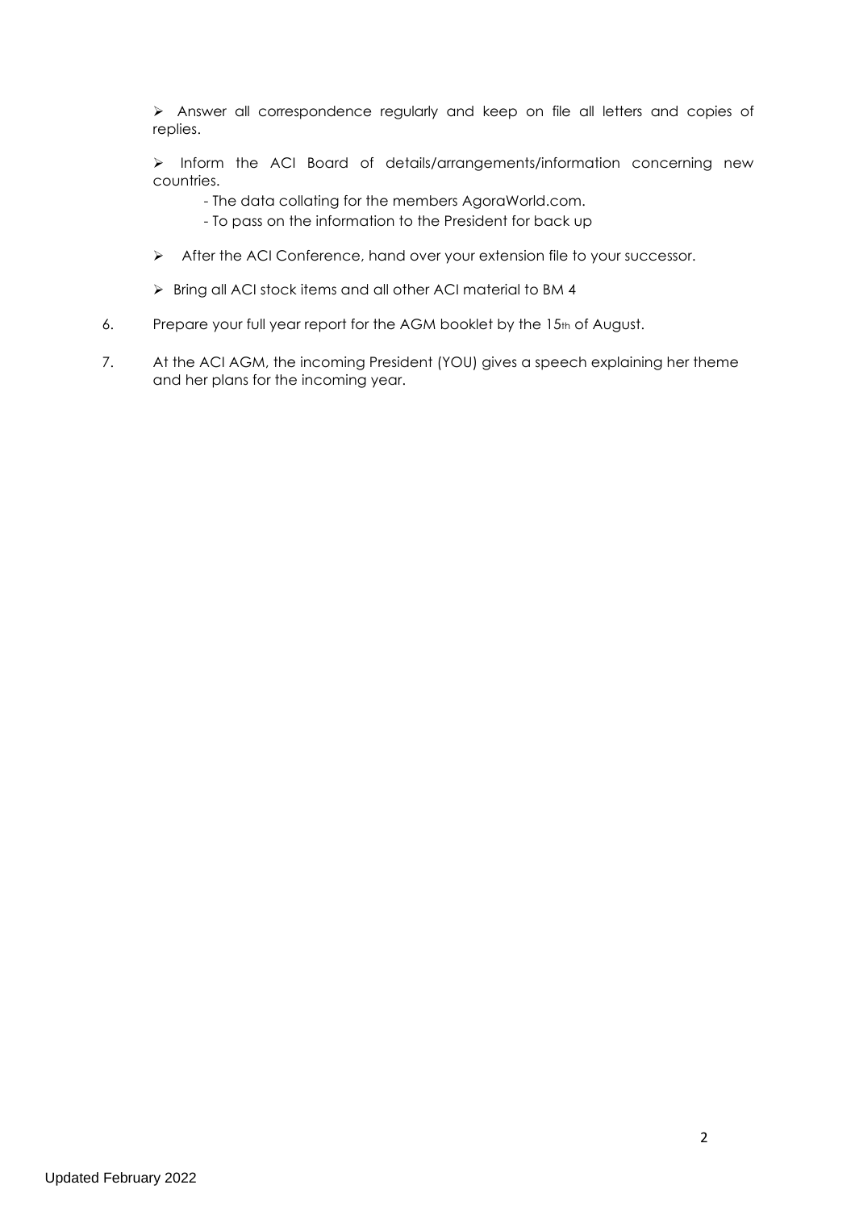- Answer all correspondence regularly and keep on file all letters and copies of replies.

- Inform the ACI Board of details/arrangements/information concerning new countries.
  - The data collating for the members AgoraWorld.com.
  - To pass on the information to the President for back up

- After the ACI Conference, hand over your extension file to your successor.

- Bring all ACI stock items and all other ACI material to BM 4

6. Prepare your full year report for the AGM booklet by the 15th of August.

7. At the ACI AGM, the incoming President (YOU) gives a speech explaining her theme and her plans for the incoming year.